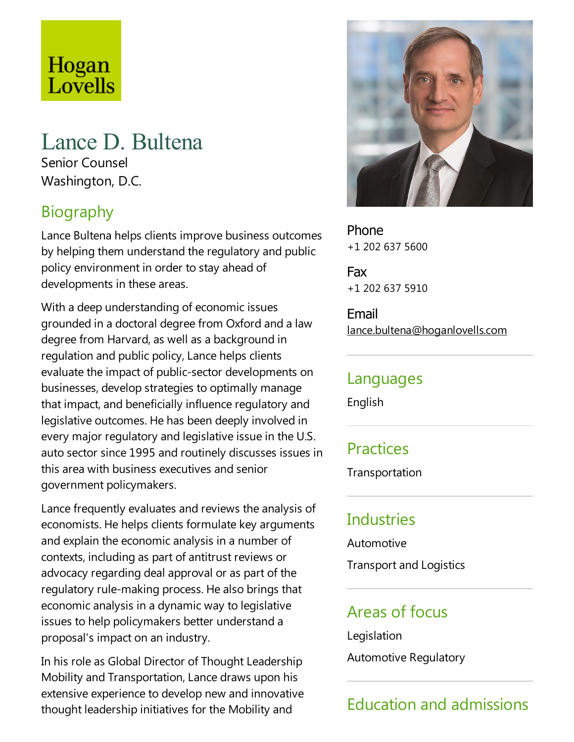Hogan Lovells

# Lance D. Bultena

Senior Counsel
Washington, D.C.

## Biography

Lance Bultena helps clients improve business outcomes by helping them understand the regulatory and public policy environment in order to stay ahead of developments in these areas.

With a deep understanding of economic issues grounded in a doctoral degree from Oxford and a law degree from Harvard, as well as a background in regulation and public policy, Lance helps clients evaluate the impact of public-sector developments on businesses, develop strategies to optimally manage that impact, and beneficially influence regulatory and legislative outcomes. He has been deeply involved in every major regulatory and legislative issue in the U.S. auto sector since 1995 and routinely discusses issues in this area with business executives and senior government policymakers.

Lance frequently evaluates and reviews the analysis of economists. He helps clients formulate key arguments and explain the economic analysis in a number of contexts, including as part of antitrust reviews or advocacy regarding deal approval or as part of the regulatory rule-making process. He also brings that economic analysis in a dynamic way to legislative issues to help policymakers better understand a proposal's impact on an industry.

In his role as Global Director of Thought Leadership Mobility and Transportation, Lance draws upon his extensive experience to develop new and innovative thought leadership initiatives for the Mobility and

**Phone**
+1 202 637 5600

**Fax**
+1 202 637 5910

**Email**
lance.bultena@hoganlovells.com

## Languages

English

## Practices

Transportation

## Industries

Automotive

Transport and Logistics

## Areas of focus

Legislation

Automotive Regulatory

## Education and admissions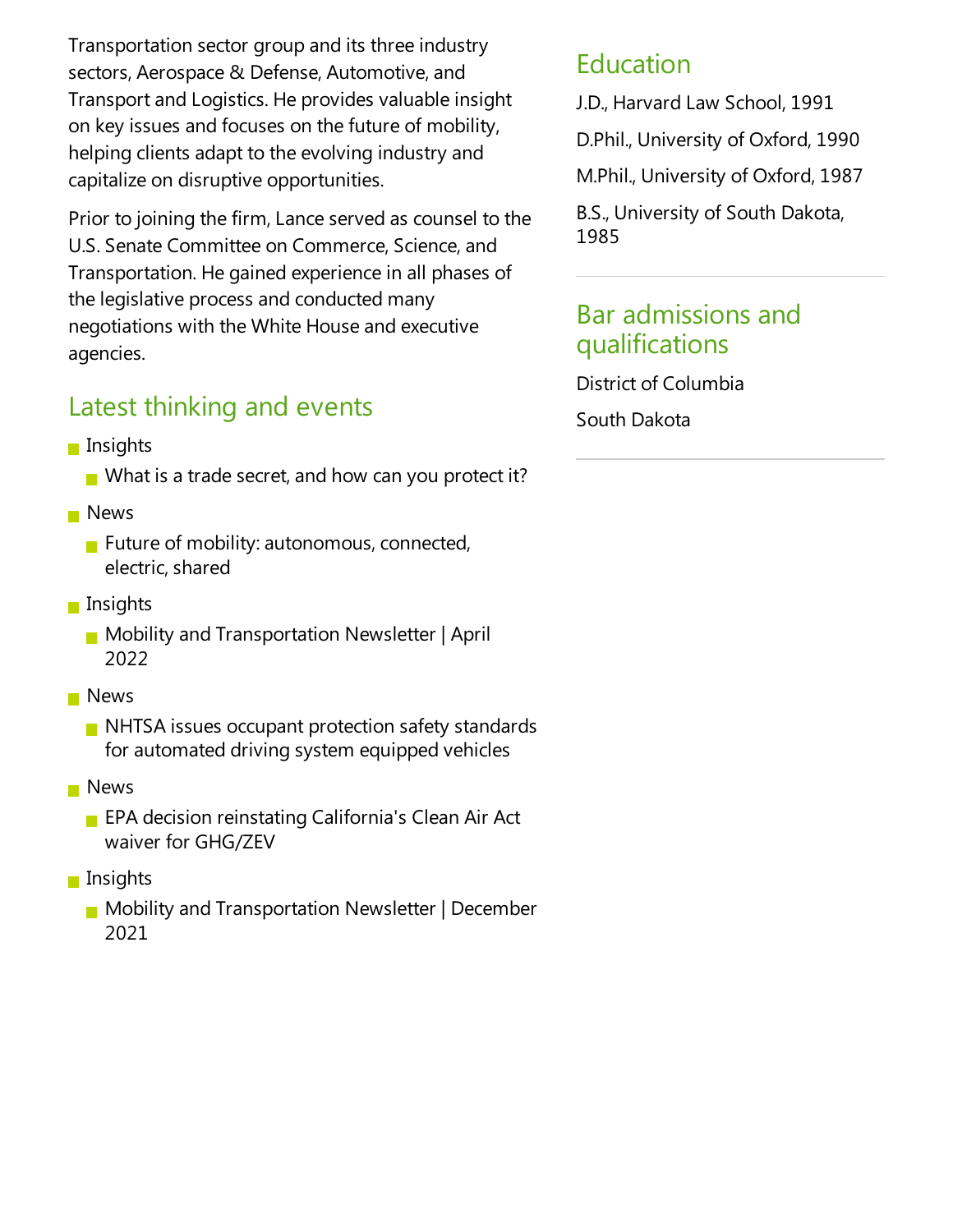Transportation sector group and its three industry sectors, Aerospace & Defense, Automotive, and Transport and Logistics. He provides valuable insight on key issues and focuses on the future of mobility, helping clients adapt to the evolving industry and capitalize on disruptive opportunities.

Prior to joining the firm, Lance served as counsel to the U.S. Senate Committee on Commerce, Science, and Transportation. He gained experience in all phases of the legislative process and conducted many negotiations with the White House and executive agencies.

## Latest thinking and events

- Insights
  - What is a trade secret, and how can you protect it?
- News
  - Future of mobility: autonomous, connected, electric, shared
- Insights
  - Mobility and Transportation Newsletter | April 2022
- News
  - NHTSA issues occupant protection safety standards for automated driving system equipped vehicles
- News
  - EPA decision reinstating California's Clean Air Act waiver for GHG/ZEV
- Insights
  - Mobility and Transportation Newsletter | December 2021

## Education

J.D., Harvard Law School, 1991

D.Phil., University of Oxford, 1990

M.Phil., University of Oxford, 1987

B.S., University of South Dakota, 1985

## Bar admissions and qualifications

District of Columbia

South Dakota